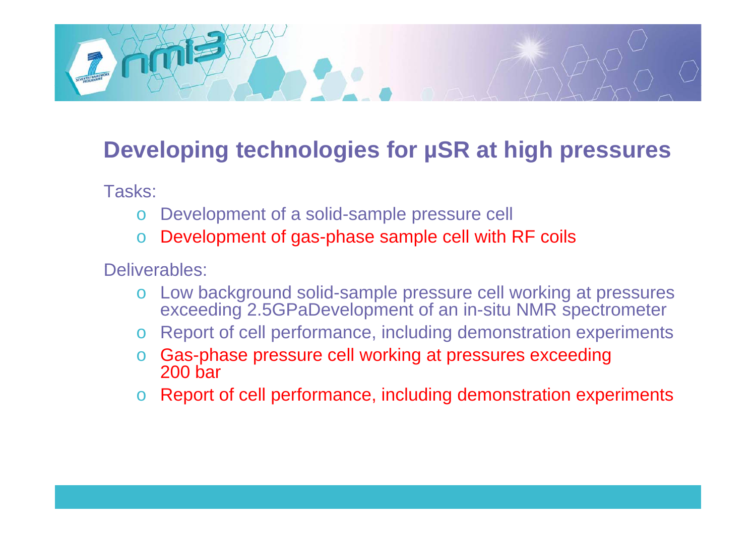## Developing technologies for µSR at high pressures

Tasks:

- Development of a solid-sample pressure cell
- Development of gas-phase sample cell with RF coils

Deliverables:

- Low background solid-sample pressure cell working at pressures exceeding 2.5GPaDevelopment of an in-situ NMR spectrometer
- Report of cell performance, including demonstration experiments
- Gas-phase pressure cell working at pressures exceeding 200 bar
- Report of cell performance, including demonstration experiments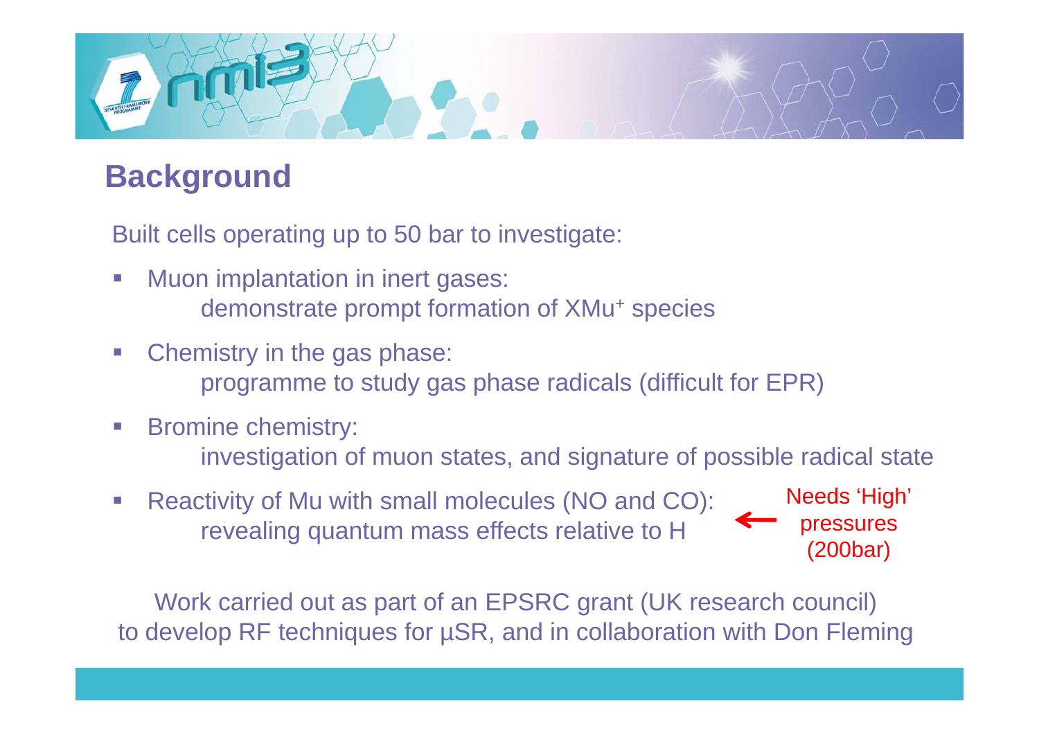## Background

Built cells operating up to 50 bar to investigate:

- Muon implantation in inert gases:
  demonstrate prompt formation of $XMu^+$ species
- Chemistry in the gas phase:
  programme to study gas phase radicals (difficult for EPR)
- Bromine chemistry:
  investigation of muon states, and signature of possible radical state
- Reactivity of Mu with small molecules (NO and CO):
  revealing quantum mass effects relative to H ← Needs 'High' pressures (200bar)

Work carried out as part of an EPSRC grant (UK research council) to develop RF techniques for µSR, and in collaboration with Don Fleming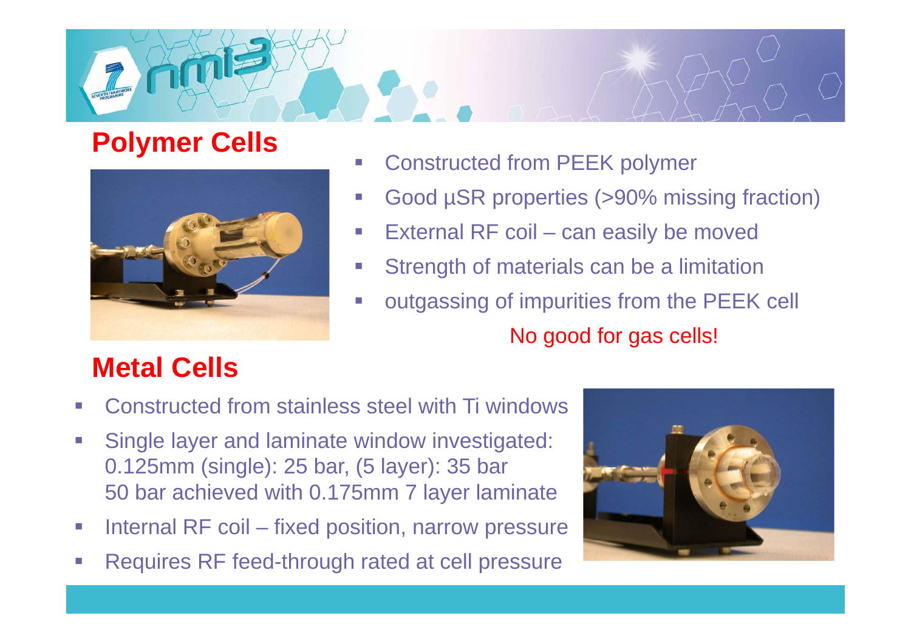## Polymer Cells

- Constructed from PEEK polymer
- Good μSR properties (>90% missing fraction)
- External RF coil – can easily be moved
- Strength of materials can be a limitation
- outgassing of impurities from the PEEK cell

No good for gas cells!

## Metal Cells

- Constructed from stainless steel with Ti windows
- Single layer and laminate window investigated:
  0.125mm (single): 25 bar, (5 layer): 35 bar
  50 bar achieved with 0.175mm 7 layer laminate
- Internal RF coil – fixed position, narrow pressure
- Requires RF feed-through rated at cell pressure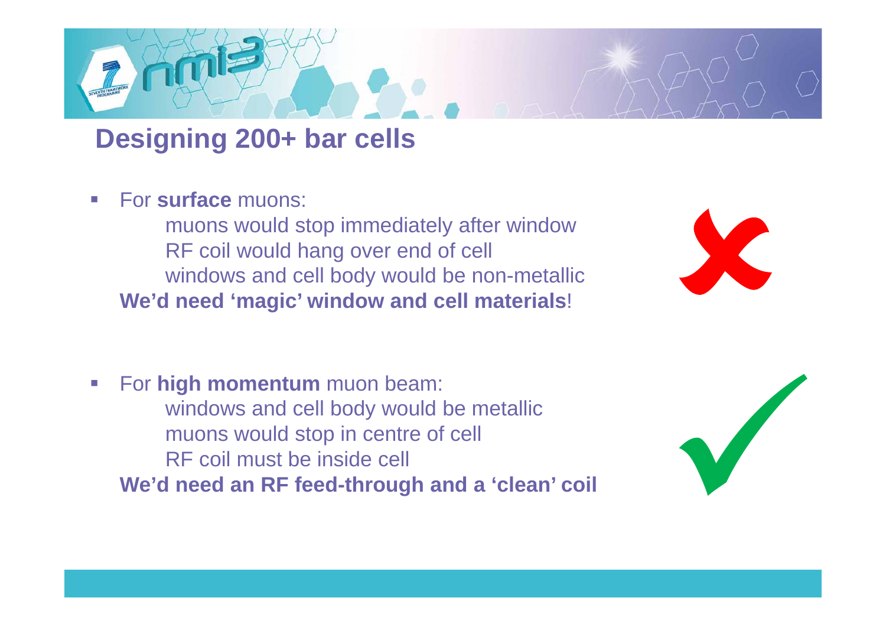## Designing 200+ bar cells

- For **surface** muons:
  - muons would stop immediately after window
  - RF coil would hang over end of cell
  - windows and cell body would be non-metallic

  **We'd need 'magic' window and cell materials**!

- For **high momentum** muon beam:
  - windows and cell body would be metallic
  - muons would stop in centre of cell
  - RF coil must be inside cell

  **We'd need an RF feed-through and a 'clean' coil**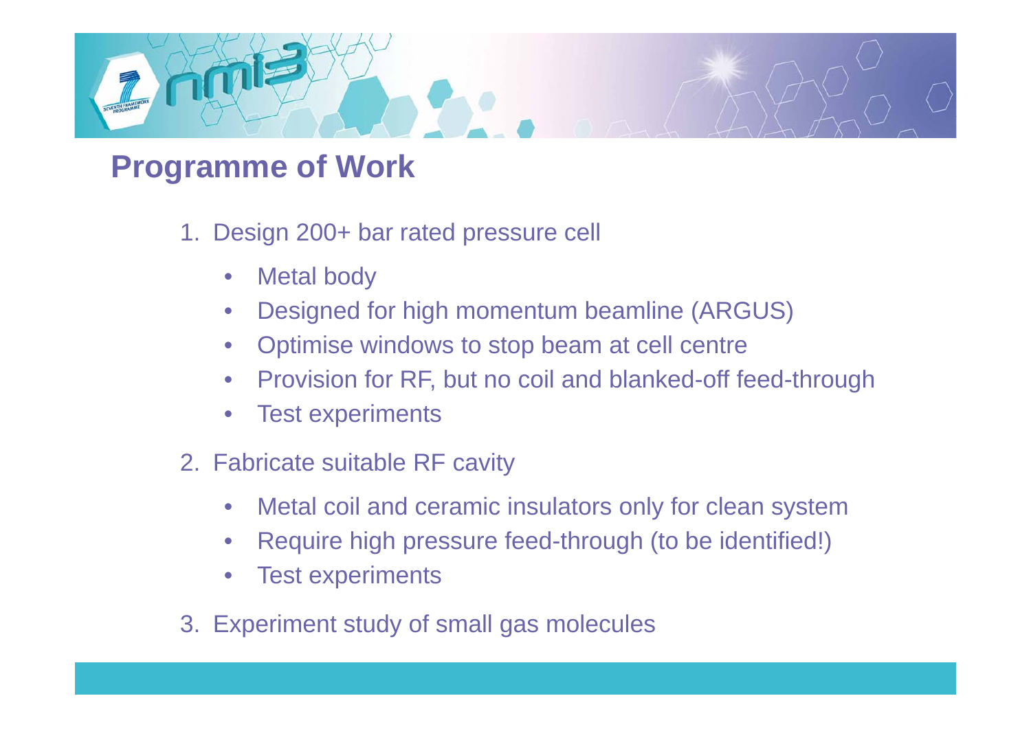## Programme of Work

1. Design 200+ bar rated pressure cell
   - Metal body
   - Designed for high momentum beamline (ARGUS)
   - Optimise windows to stop beam at cell centre
   - Provision for RF, but no coil and blanked-off feed-through
   - Test experiments
2. Fabricate suitable RF cavity
   - Metal coil and ceramic insulators only for clean system
   - Require high pressure feed-through (to be identified!)
   - Test experiments
3. Experiment study of small gas molecules